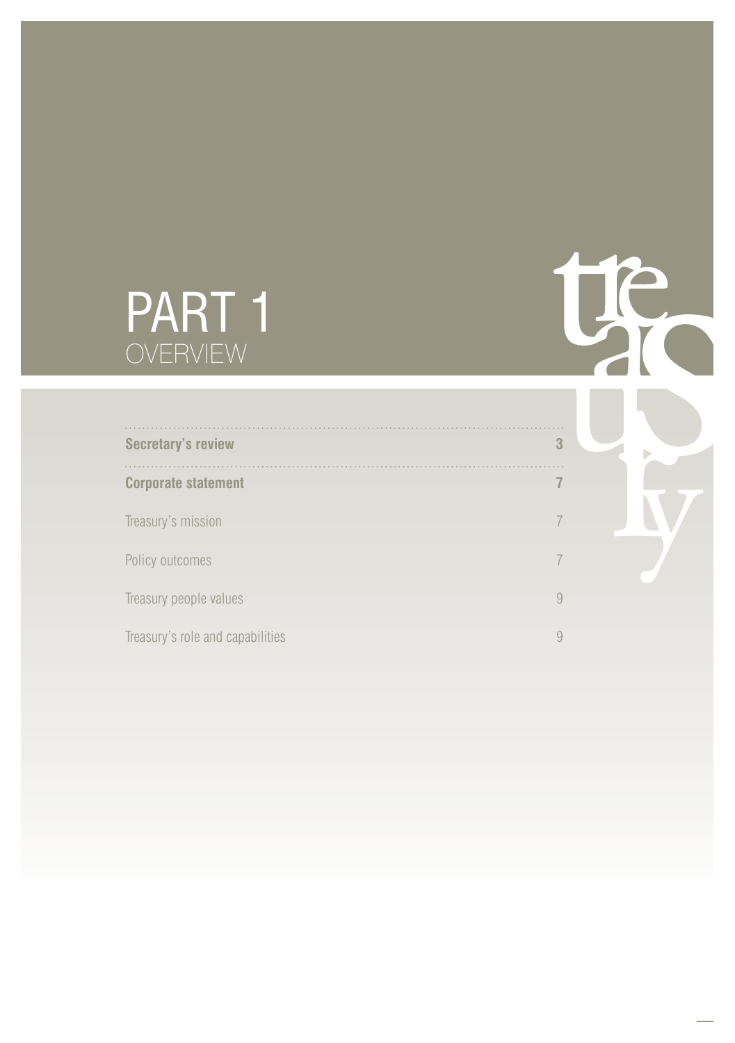# PART 1
## OVERVIEW

| | |
|---|---|
| **Secretary's review** | **3** |
| **Corporate statement** | **7** |
| Treasury's mission | 7 |
| Policy outcomes | 7 |
| Treasury people values | 9 |
| Treasury's role and capabilities | 9 |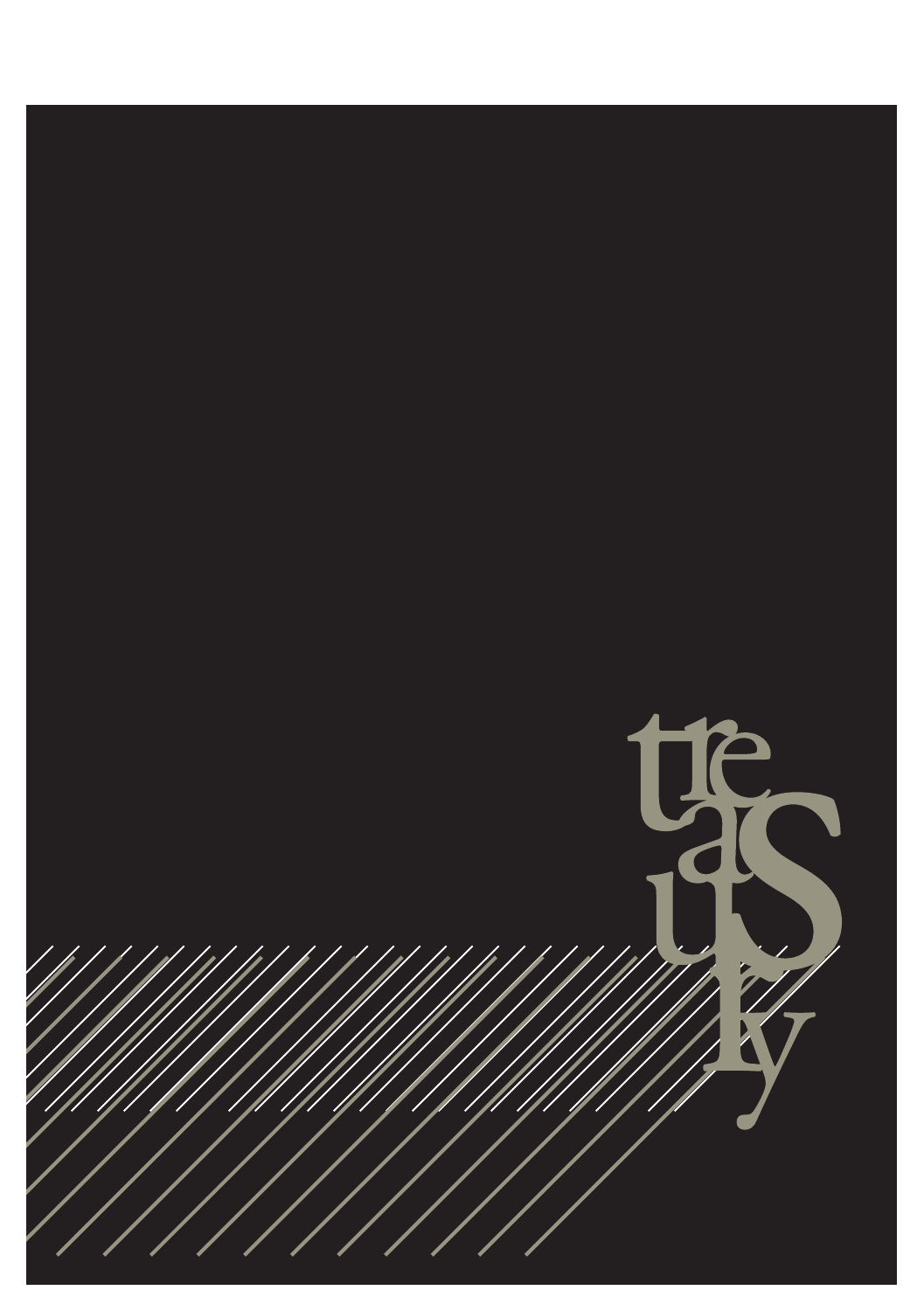treaSuLy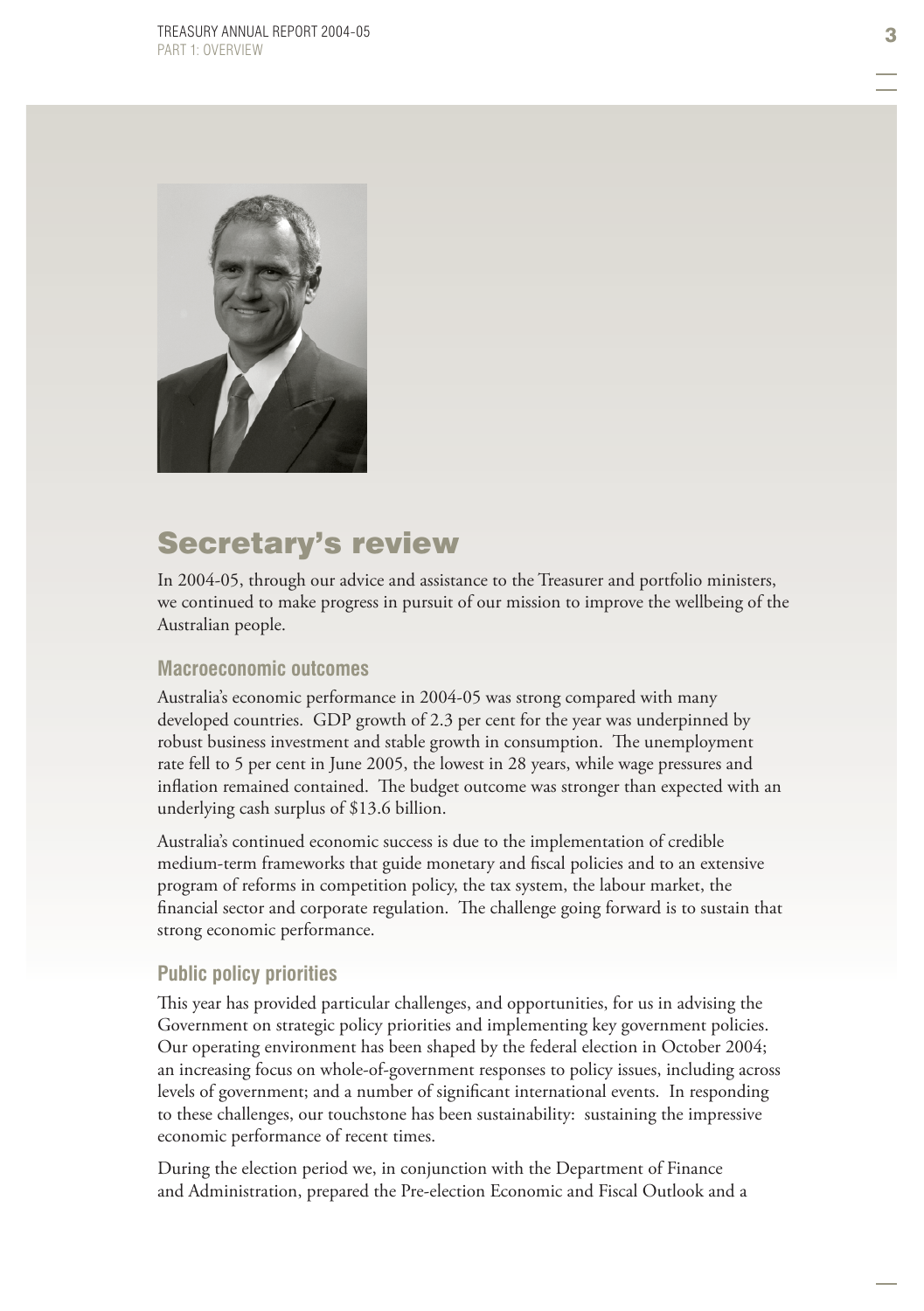# Secretary's review

In 2004-05, through our advice and assistance to the Treasurer and portfolio ministers, we continued to make progress in pursuit of our mission to improve the wellbeing of the Australian people.

## Macroeconomic outcomes

Australia's economic performance in 2004-05 was strong compared with many developed countries. GDP growth of 2.3 per cent for the year was underpinned by robust business investment and stable growth in consumption. The unemployment rate fell to 5 per cent in June 2005, the lowest in 28 years, while wage pressures and inflation remained contained. The budget outcome was stronger than expected with an underlying cash surplus of $13.6 billion.

Australia's continued economic success is due to the implementation of credible medium-term frameworks that guide monetary and fiscal policies and to an extensive program of reforms in competition policy, the tax system, the labour market, the financial sector and corporate regulation. The challenge going forward is to sustain that strong economic performance.

## Public policy priorities

This year has provided particular challenges, and opportunities, for us in advising the Government on strategic policy priorities and implementing key government policies. Our operating environment has been shaped by the federal election in October 2004; an increasing focus on whole-of-government responses to policy issues, including across levels of government; and a number of significant international events. In responding to these challenges, our touchstone has been sustainability: sustaining the impressive economic performance of recent times.

During the election period we, in conjunction with the Department of Finance and Administration, prepared the Pre-election Economic and Fiscal Outlook and a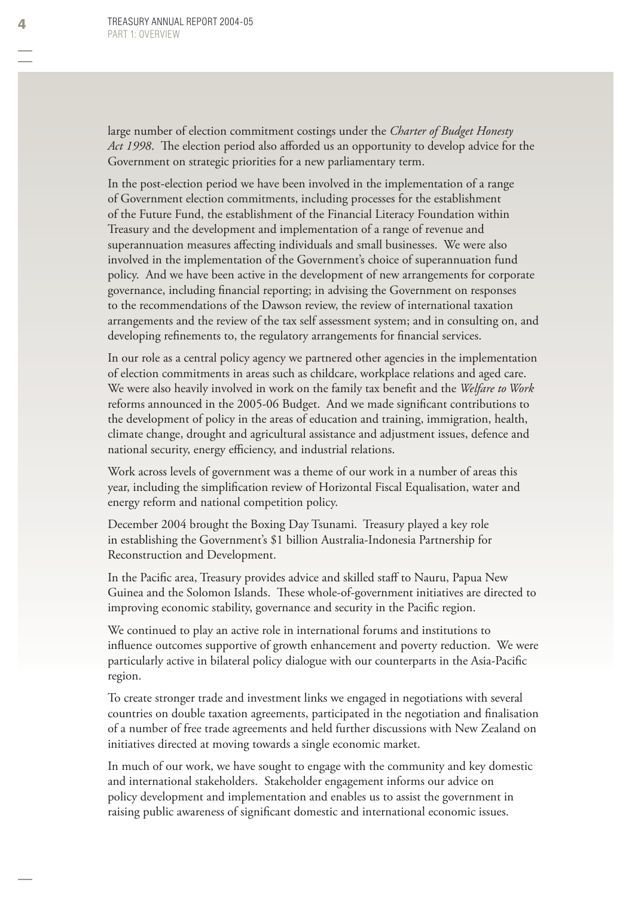large number of election commitment costings under the *Charter of Budget Honesty Act 1998*. The election period also afforded us an opportunity to develop advice for the Government on strategic priorities for a new parliamentary term.

In the post-election period we have been involved in the implementation of a range of Government election commitments, including processes for the establishment of the Future Fund, the establishment of the Financial Literacy Foundation within Treasury and the development and implementation of a range of revenue and superannuation measures affecting individuals and small businesses. We were also involved in the implementation of the Government's choice of superannuation fund policy. And we have been active in the development of new arrangements for corporate governance, including financial reporting; in advising the Government on responses to the recommendations of the Dawson review, the review of international taxation arrangements and the review of the tax self assessment system; and in consulting on, and developing refinements to, the regulatory arrangements for financial services.

In our role as a central policy agency we partnered other agencies in the implementation of election commitments in areas such as childcare, workplace relations and aged care. We were also heavily involved in work on the family tax benefit and the *Welfare to Work* reforms announced in the 2005-06 Budget. And we made significant contributions to the development of policy in the areas of education and training, immigration, health, climate change, drought and agricultural assistance and adjustment issues, defence and national security, energy efficiency, and industrial relations.

Work across levels of government was a theme of our work in a number of areas this year, including the simplification review of Horizontal Fiscal Equalisation, water and energy reform and national competition policy.

December 2004 brought the Boxing Day Tsunami. Treasury played a key role in establishing the Government's $1 billion Australia-Indonesia Partnership for Reconstruction and Development.

In the Pacific area, Treasury provides advice and skilled staff to Nauru, Papua New Guinea and the Solomon Islands. These whole-of-government initiatives are directed to improving economic stability, governance and security in the Pacific region.

We continued to play an active role in international forums and institutions to influence outcomes supportive of growth enhancement and poverty reduction. We were particularly active in bilateral policy dialogue with our counterparts in the Asia-Pacific region.

To create stronger trade and investment links we engaged in negotiations with several countries on double taxation agreements, participated in the negotiation and finalisation of a number of free trade agreements and held further discussions with New Zealand on initiatives directed at moving towards a single economic market.

In much of our work, we have sought to engage with the community and key domestic and international stakeholders. Stakeholder engagement informs our advice on policy development and implementation and enables us to assist the government in raising public awareness of significant domestic and international economic issues.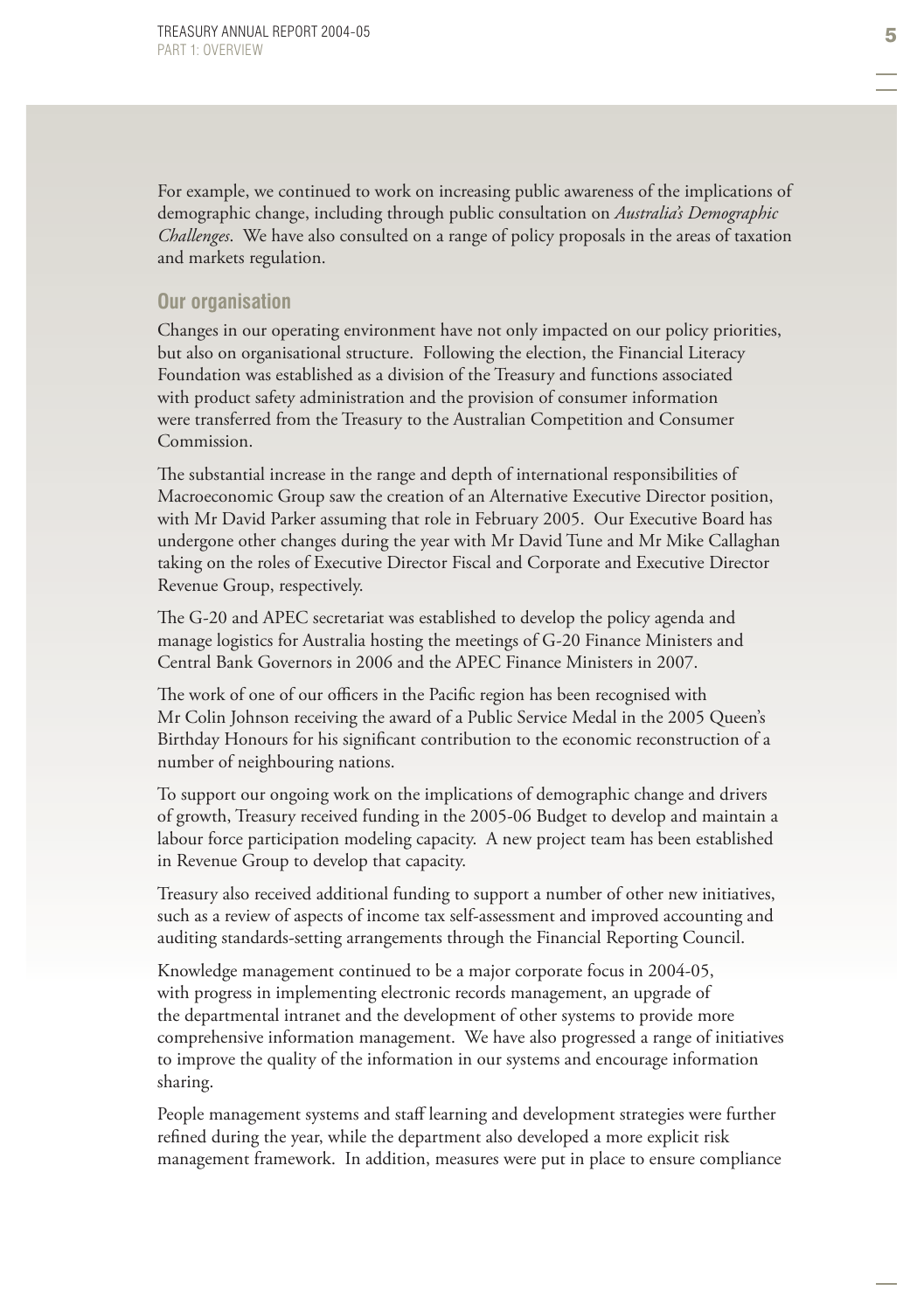For example, we continued to work on increasing public awareness of the implications of demographic change, including through public consultation on *Australia's Demographic Challenges*. We have also consulted on a range of policy proposals in the areas of taxation and markets regulation.

### Our organisation

Changes in our operating environment have not only impacted on our policy priorities, but also on organisational structure. Following the election, the Financial Literacy Foundation was established as a division of the Treasury and functions associated with product safety administration and the provision of consumer information were transferred from the Treasury to the Australian Competition and Consumer Commission.

The substantial increase in the range and depth of international responsibilities of Macroeconomic Group saw the creation of an Alternative Executive Director position, with Mr David Parker assuming that role in February 2005. Our Executive Board has undergone other changes during the year with Mr David Tune and Mr Mike Callaghan taking on the roles of Executive Director Fiscal and Corporate and Executive Director Revenue Group, respectively.

The G-20 and APEC secretariat was established to develop the policy agenda and manage logistics for Australia hosting the meetings of G-20 Finance Ministers and Central Bank Governors in 2006 and the APEC Finance Ministers in 2007.

The work of one of our officers in the Pacific region has been recognised with Mr Colin Johnson receiving the award of a Public Service Medal in the 2005 Queen's Birthday Honours for his significant contribution to the economic reconstruction of a number of neighbouring nations.

To support our ongoing work on the implications of demographic change and drivers of growth, Treasury received funding in the 2005-06 Budget to develop and maintain a labour force participation modeling capacity. A new project team has been established in Revenue Group to develop that capacity.

Treasury also received additional funding to support a number of other new initiatives, such as a review of aspects of income tax self-assessment and improved accounting and auditing standards-setting arrangements through the Financial Reporting Council.

Knowledge management continued to be a major corporate focus in 2004-05, with progress in implementing electronic records management, an upgrade of the departmental intranet and the development of other systems to provide more comprehensive information management. We have also progressed a range of initiatives to improve the quality of the information in our systems and encourage information sharing.

People management systems and staff learning and development strategies were further refined during the year, while the department also developed a more explicit risk management framework. In addition, measures were put in place to ensure compliance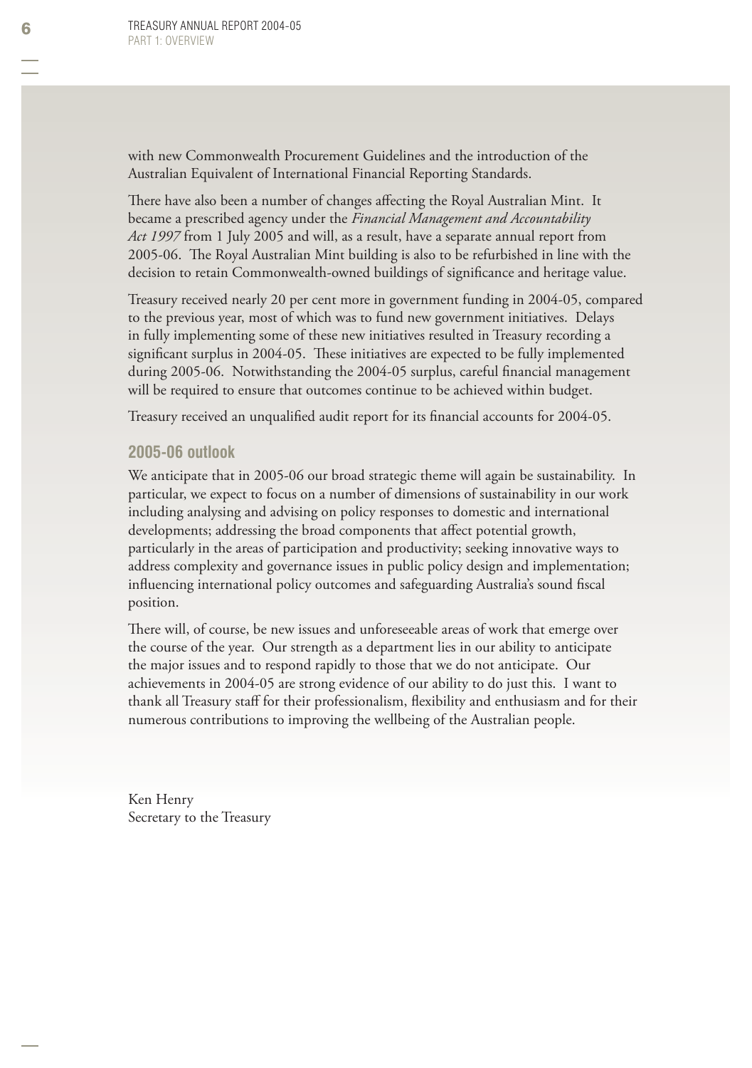with new Commonwealth Procurement Guidelines and the introduction of the Australian Equivalent of International Financial Reporting Standards.

There have also been a number of changes affecting the Royal Australian Mint. It became a prescribed agency under the *Financial Management and Accountability Act 1997* from 1 July 2005 and will, as a result, have a separate annual report from 2005-06. The Royal Australian Mint building is also to be refurbished in line with the decision to retain Commonwealth-owned buildings of significance and heritage value.

Treasury received nearly 20 per cent more in government funding in 2004-05, compared to the previous year, most of which was to fund new government initiatives. Delays in fully implementing some of these new initiatives resulted in Treasury recording a significant surplus in 2004-05. These initiatives are expected to be fully implemented during 2005-06. Notwithstanding the 2004-05 surplus, careful financial management will be required to ensure that outcomes continue to be achieved within budget.

Treasury received an unqualified audit report for its financial accounts for 2004-05.

## 2005-06 outlook

We anticipate that in 2005-06 our broad strategic theme will again be sustainability. In particular, we expect to focus on a number of dimensions of sustainability in our work including analysing and advising on policy responses to domestic and international developments; addressing the broad components that affect potential growth, particularly in the areas of participation and productivity; seeking innovative ways to address complexity and governance issues in public policy design and implementation; influencing international policy outcomes and safeguarding Australia's sound fiscal position.

There will, of course, be new issues and unforeseeable areas of work that emerge over the course of the year. Our strength as a department lies in our ability to anticipate the major issues and to respond rapidly to those that we do not anticipate. Our achievements in 2004-05 are strong evidence of our ability to do just this. I want to thank all Treasury staff for their professionalism, flexibility and enthusiasm and for their numerous contributions to improving the wellbeing of the Australian people.

Ken Henry
Secretary to the Treasury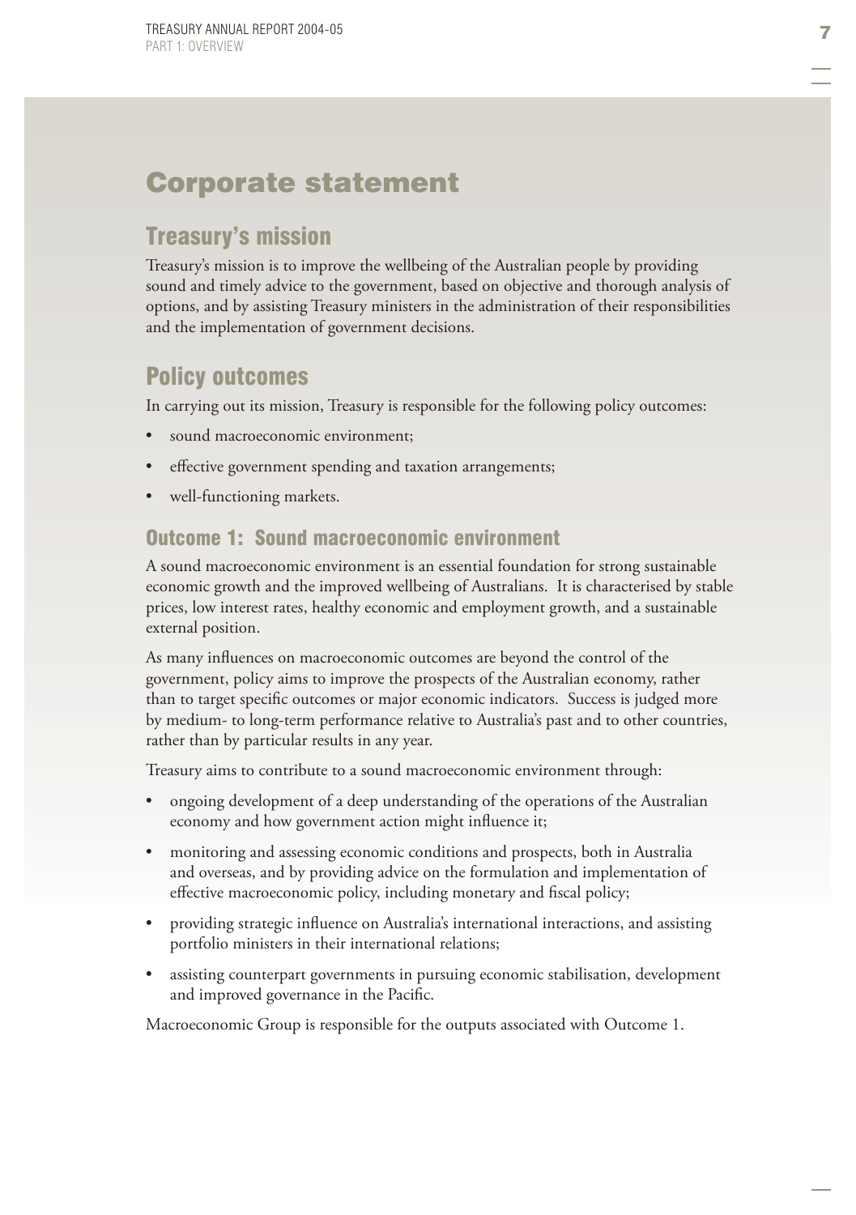# Corporate statement

## Treasury's mission

Treasury's mission is to improve the wellbeing of the Australian people by providing sound and timely advice to the government, based on objective and thorough analysis of options, and by assisting Treasury ministers in the administration of their responsibilities and the implementation of government decisions.

## Policy outcomes

In carrying out its mission, Treasury is responsible for the following policy outcomes:

- sound macroeconomic environment;
- effective government spending and taxation arrangements;
- well-functioning markets.

### Outcome 1: Sound macroeconomic environment

A sound macroeconomic environment is an essential foundation for strong sustainable economic growth and the improved wellbeing of Australians. It is characterised by stable prices, low interest rates, healthy economic and employment growth, and a sustainable external position.

As many influences on macroeconomic outcomes are beyond the control of the government, policy aims to improve the prospects of the Australian economy, rather than to target specific outcomes or major economic indicators. Success is judged more by medium- to long-term performance relative to Australia's past and to other countries, rather than by particular results in any year.

Treasury aims to contribute to a sound macroeconomic environment through:

- ongoing development of a deep understanding of the operations of the Australian economy and how government action might influence it;
- monitoring and assessing economic conditions and prospects, both in Australia and overseas, and by providing advice on the formulation and implementation of effective macroeconomic policy, including monetary and fiscal policy;
- providing strategic influence on Australia's international interactions, and assisting portfolio ministers in their international relations;
- assisting counterpart governments in pursuing economic stabilisation, development and improved governance in the Pacific.

Macroeconomic Group is responsible for the outputs associated with Outcome 1.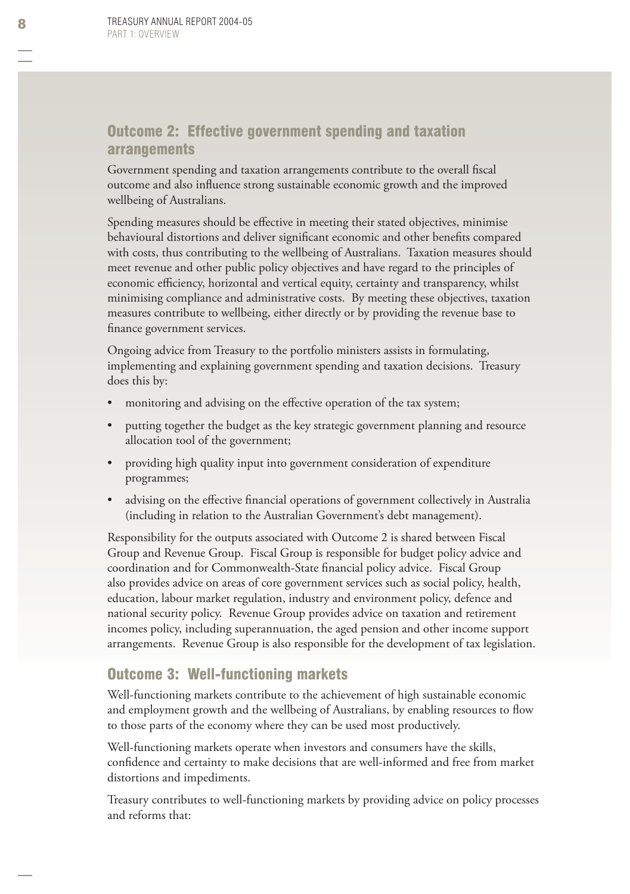## Outcome 2: Effective government spending and taxation arrangements

Government spending and taxation arrangements contribute to the overall fiscal outcome and also influence strong sustainable economic growth and the improved wellbeing of Australians.

Spending measures should be effective in meeting their stated objectives, minimise behavioural distortions and deliver significant economic and other benefits compared with costs, thus contributing to the wellbeing of Australians. Taxation measures should meet revenue and other public policy objectives and have regard to the principles of economic efficiency, horizontal and vertical equity, certainty and transparency, whilst minimising compliance and administrative costs. By meeting these objectives, taxation measures contribute to wellbeing, either directly or by providing the revenue base to finance government services.

Ongoing advice from Treasury to the portfolio ministers assists in formulating, implementing and explaining government spending and taxation decisions. Treasury does this by:

- monitoring and advising on the effective operation of the tax system;
- putting together the budget as the key strategic government planning and resource allocation tool of the government;
- providing high quality input into government consideration of expenditure programmes;
- advising on the effective financial operations of government collectively in Australia (including in relation to the Australian Government's debt management).

Responsibility for the outputs associated with Outcome 2 is shared between Fiscal Group and Revenue Group. Fiscal Group is responsible for budget policy advice and coordination and for Commonwealth-State financial policy advice. Fiscal Group also provides advice on areas of core government services such as social policy, health, education, labour market regulation, industry and environment policy, defence and national security policy. Revenue Group provides advice on taxation and retirement incomes policy, including superannuation, the aged pension and other income support arrangements. Revenue Group is also responsible for the development of tax legislation.

## Outcome 3: Well-functioning markets

Well-functioning markets contribute to the achievement of high sustainable economic and employment growth and the wellbeing of Australians, by enabling resources to flow to those parts of the economy where they can be used most productively.

Well-functioning markets operate when investors and consumers have the skills, confidence and certainty to make decisions that are well-informed and free from market distortions and impediments.

Treasury contributes to well-functioning markets by providing advice on policy processes and reforms that: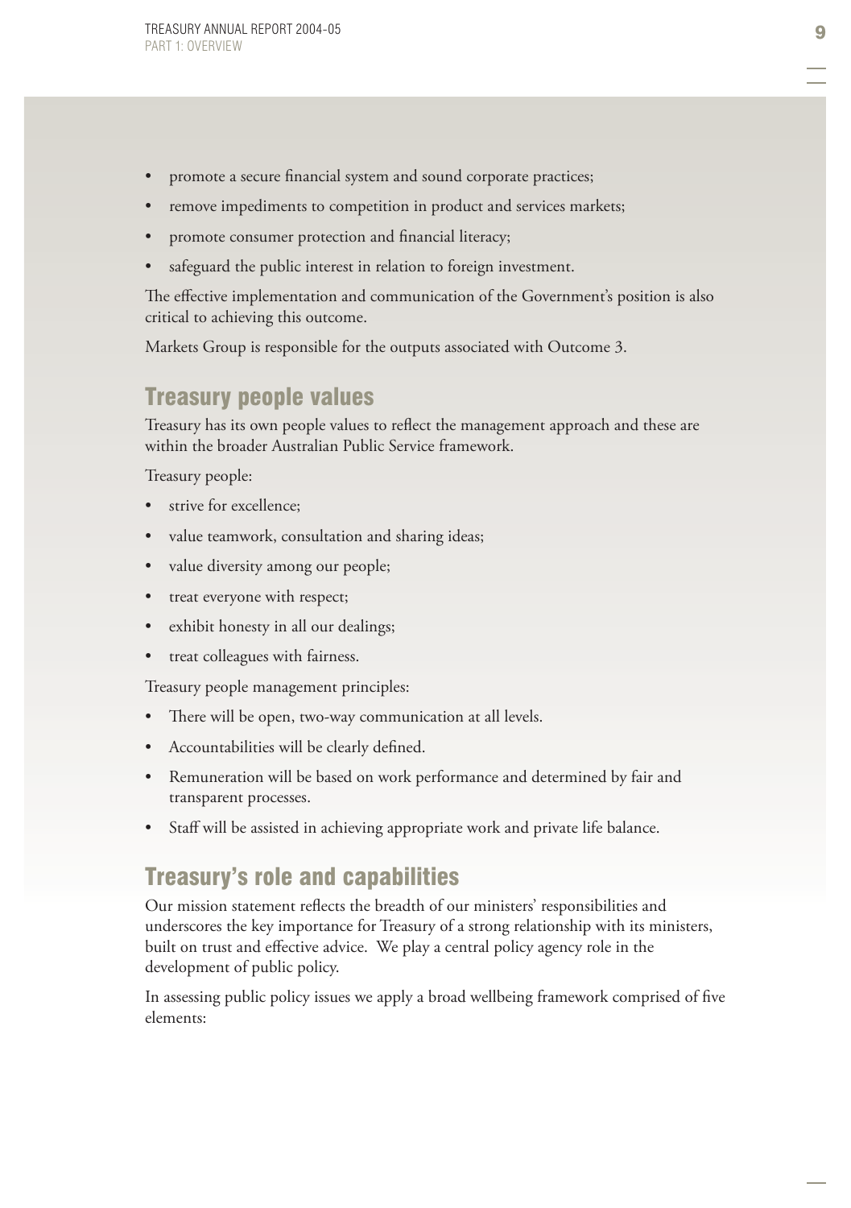- promote a secure financial system and sound corporate practices;
- remove impediments to competition in product and services markets;
- promote consumer protection and financial literacy;
- safeguard the public interest in relation to foreign investment.

The effective implementation and communication of the Government's position is also critical to achieving this outcome.

Markets Group is responsible for the outputs associated with Outcome 3.

## Treasury people values

Treasury has its own people values to reflect the management approach and these are within the broader Australian Public Service framework.

Treasury people:

- strive for excellence;
- value teamwork, consultation and sharing ideas;
- value diversity among our people;
- treat everyone with respect;
- exhibit honesty in all our dealings;
- treat colleagues with fairness.

Treasury people management principles:

- There will be open, two-way communication at all levels.
- Accountabilities will be clearly defined.
- Remuneration will be based on work performance and determined by fair and transparent processes.
- Staff will be assisted in achieving appropriate work and private life balance.

## Treasury's role and capabilities

Our mission statement reflects the breadth of our ministers' responsibilities and underscores the key importance for Treasury of a strong relationship with its ministers, built on trust and effective advice. We play a central policy agency role in the development of public policy.

In assessing public policy issues we apply a broad wellbeing framework comprised of five elements: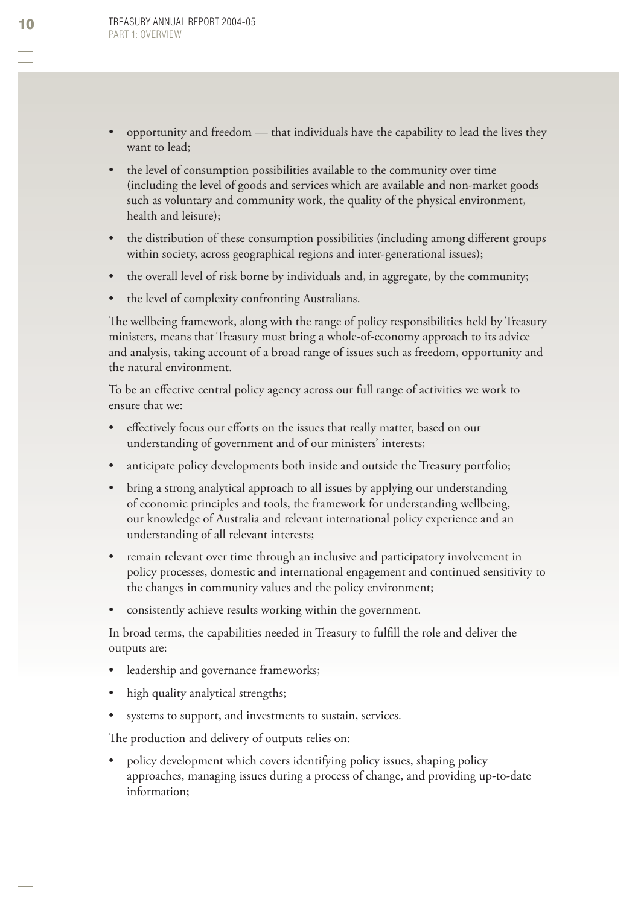- opportunity and freedom — that individuals have the capability to lead the lives they want to lead;
- the level of consumption possibilities available to the community over time (including the level of goods and services which are available and non-market goods such as voluntary and community work, the quality of the physical environment, health and leisure);
- the distribution of these consumption possibilities (including among different groups within society, across geographical regions and inter-generational issues);
- the overall level of risk borne by individuals and, in aggregate, by the community;
- the level of complexity confronting Australians.

The wellbeing framework, along with the range of policy responsibilities held by Treasury ministers, means that Treasury must bring a whole-of-economy approach to its advice and analysis, taking account of a broad range of issues such as freedom, opportunity and the natural environment.

To be an effective central policy agency across our full range of activities we work to ensure that we:

- effectively focus our efforts on the issues that really matter, based on our understanding of government and of our ministers' interests;
- anticipate policy developments both inside and outside the Treasury portfolio;
- bring a strong analytical approach to all issues by applying our understanding of economic principles and tools, the framework for understanding wellbeing, our knowledge of Australia and relevant international policy experience and an understanding of all relevant interests;
- remain relevant over time through an inclusive and participatory involvement in policy processes, domestic and international engagement and continued sensitivity to the changes in community values and the policy environment;
- consistently achieve results working within the government.

In broad terms, the capabilities needed in Treasury to fulfill the role and deliver the outputs are:

- leadership and governance frameworks;
- high quality analytical strengths;
- systems to support, and investments to sustain, services.

The production and delivery of outputs relies on:

- policy development which covers identifying policy issues, shaping policy approaches, managing issues during a process of change, and providing up-to-date information;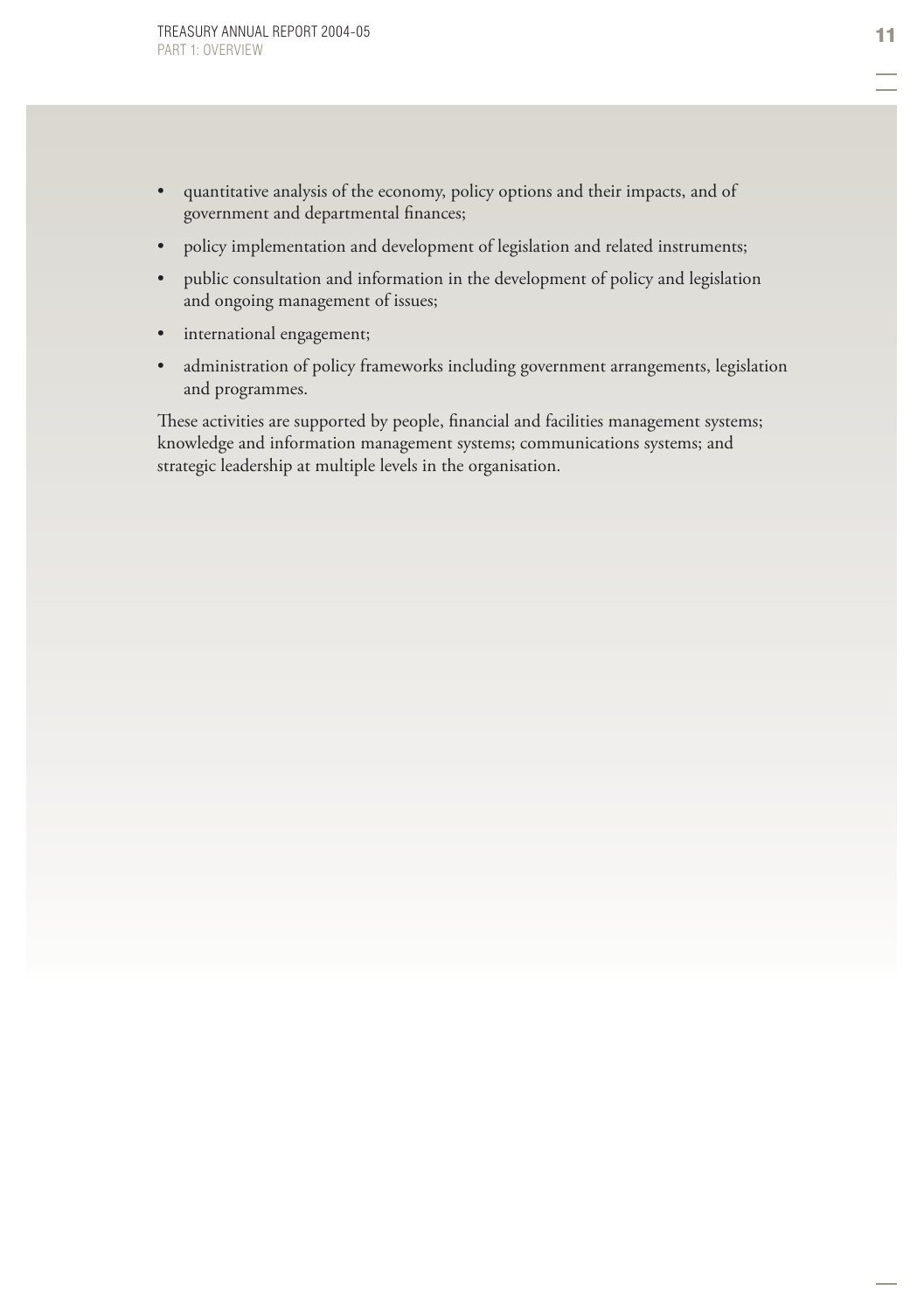- quantitative analysis of the economy, policy options and their impacts, and of government and departmental finances;
- policy implementation and development of legislation and related instruments;
- public consultation and information in the development of policy and legislation and ongoing management of issues;
- international engagement;
- administration of policy frameworks including government arrangements, legislation and programmes.

These activities are supported by people, financial and facilities management systems; knowledge and information management systems; communications systems; and strategic leadership at multiple levels in the organisation.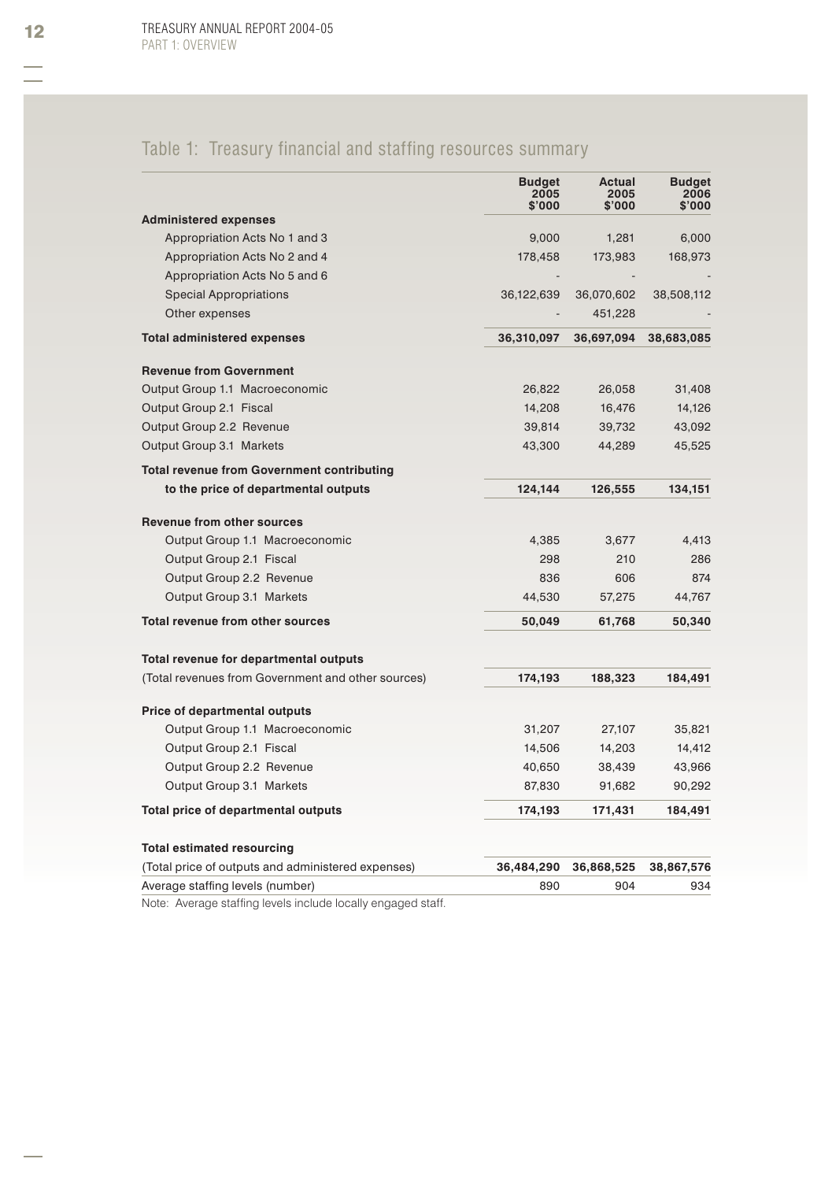## Table 1: Treasury financial and staffing resources summary

| | Budget 2005 $'000 | Actual 2005 $'000 | Budget 2006 $'000 |
|---|---|---|---|
| **Administered expenses** | | | |
| Appropriation Acts No 1 and 3 | 9,000 | 1,281 | 6,000 |
| Appropriation Acts No 2 and 4 | 178,458 | 173,983 | 168,973 |
| Appropriation Acts No 5 and 6 | - | - | - |
| Special Appropriations | 36,122,639 | 36,070,602 | 38,508,112 |
| Other expenses | - | 451,228 | - |
| **Total administered expenses** | **36,310,097** | **36,697,094** | **38,683,085** |
| **Revenue from Government** | | | |
| Output Group 1.1 Macroeconomic | 26,822 | 26,058 | 31,408 |
| Output Group 2.1 Fiscal | 14,208 | 16,476 | 14,126 |
| Output Group 2.2 Revenue | 39,814 | 39,732 | 43,092 |
| Output Group 3.1 Markets | 43,300 | 44,289 | 45,525 |
| **Total revenue from Government contributing to the price of departmental outputs** | **124,144** | **126,555** | **134,151** |
| **Revenue from other sources** | | | |
| Output Group 1.1 Macroeconomic | 4,385 | 3,677 | 4,413 |
| Output Group 2.1 Fiscal | 298 | 210 | 286 |
| Output Group 2.2 Revenue | 836 | 606 | 874 |
| Output Group 3.1 Markets | 44,530 | 57,275 | 44,767 |
| **Total revenue from other sources** | **50,049** | **61,768** | **50,340** |
| **Total revenue for departmental outputs** | | | |
| (Total revenues from Government and other sources) | **174,193** | **188,323** | **184,491** |
| **Price of departmental outputs** | | | |
| Output Group 1.1 Macroeconomic | 31,207 | 27,107 | 35,821 |
| Output Group 2.1 Fiscal | 14,506 | 14,203 | 14,412 |
| Output Group 2.2 Revenue | 40,650 | 38,439 | 43,966 |
| Output Group 3.1 Markets | 87,830 | 91,682 | 90,292 |
| **Total price of departmental outputs** | **174,193** | **171,431** | **184,491** |
| **Total estimated resourcing** | | | |
| (Total price of outputs and administered expenses) | **36,484,290** | **36,868,525** | **38,867,576** |
| Average staffing levels (number) | 890 | 904 | 934 |

Note: Average staffing levels include locally engaged staff.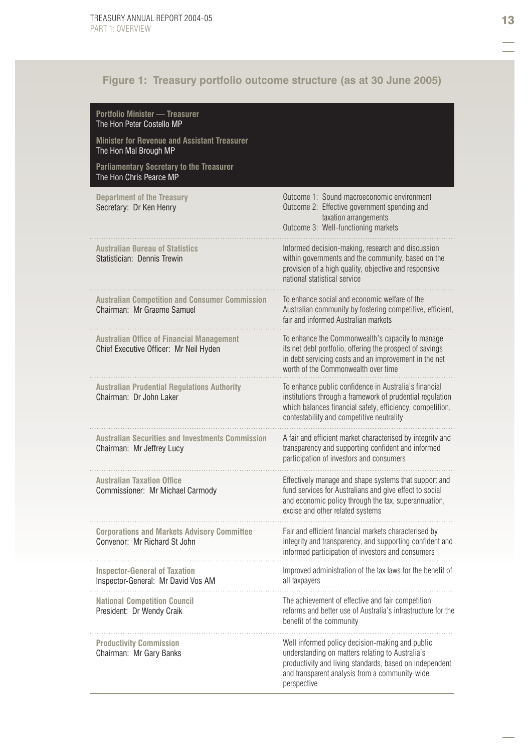## Figure 1: Treasury portfolio outcome structure (as at 30 June 2005)

**Portfolio Minister — Treasurer**
The Hon Peter Costello MP

**Minister for Revenue and Assistant Treasurer**
The Hon Mal Brough MP

**Parliamentary Secretary to the Treasurer**
The Hon Chris Pearce MP

| Agency | Outcome |
|---|---|
| **Department of the Treasury**<br>Secretary: Dr Ken Henry | Outcome 1: Sound macroeconomic environment<br>Outcome 2: Effective government spending and taxation arrangements<br>Outcome 3: Well-functioning markets |
| **Australian Bureau of Statistics**<br>Statistician: Dennis Trewin | Informed decision-making, research and discussion within governments and the community, based on the provision of a high quality, objective and responsive national statistical service |
| **Australian Competition and Consumer Commission**<br>Chairman: Mr Graeme Samuel | To enhance social and economic welfare of the Australian community by fostering competitive, efficient, fair and informed Australian markets |
| **Australian Office of Financial Management**<br>Chief Executive Officer: Mr Neil Hyden | To enhance the Commonwealth's capacity to manage its net debt portfolio, offering the prospect of savings in debt servicing costs and an improvement in the net worth of the Commonwealth over time |
| **Australian Prudential Regulations Authority**<br>Chairman: Dr John Laker | To enhance public confidence in Australia's financial institutions through a framework of prudential regulation which balances financial safety, efficiency, competition, contestability and competitive neutrality |
| **Australian Securities and Investments Commission**<br>Chairman: Mr Jeffrey Lucy | A fair and efficient market characterised by integrity and transparency and supporting confident and informed participation of investors and consumers |
| **Australian Taxation Office**<br>Commissioner: Mr Michael Carmody | Effectively manage and shape systems that support and fund services for Australians and give effect to social and economic policy through the tax, superannuation, excise and other related systems |
| **Corporations and Markets Advisory Committee**<br>Convenor: Mr Richard St John | Fair and efficient financial markets characterised by integrity and transparency, and supporting confident and informed participation of investors and consumers |
| **Inspector-General of Taxation**<br>Inspector-General: Mr David Vos AM | Improved administration of the tax laws for the benefit of all taxpayers |
| **National Competition Council**<br>President: Dr Wendy Craik | The achievement of effective and fair competition reforms and better use of Australia's infrastructure for the benefit of the community |
| **Productivity Commission**<br>Chairman: Mr Gary Banks | Well informed policy decision-making and public understanding on matters relating to Australia's productivity and living standards, based on independent and transparent analysis from a community-wide perspective |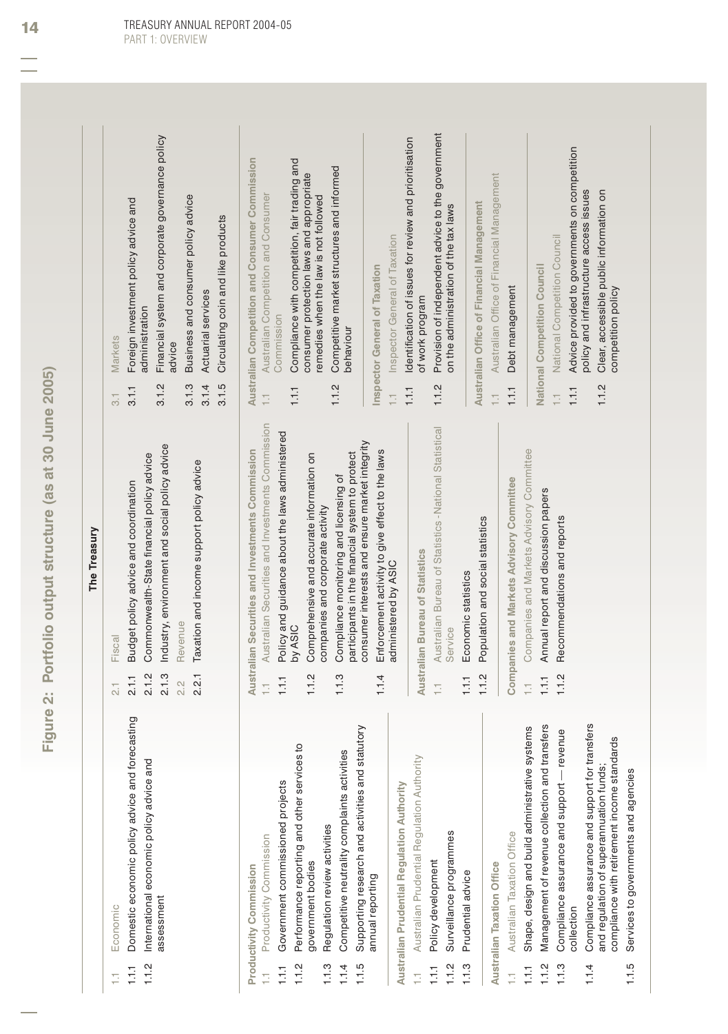# Figure 2: Portfolio output structure (as at 30 June 2005)

## The Treasury

**1.1 Economic**
- 1.1.1 Domestic economic policy advice and forecasting
- 1.1.2 International economic policy advice and assessment

**2.1 Fiscal**
- 2.1.1 Budget policy advice and coordination
- 2.1.2 Commonwealth-State financial policy advice
- 2.1.3 Industry, environment and social policy advice

**2.2 Revenue**
- 2.2.1 Taxation and income support policy advice

**3.1 Markets**
- 3.1.1 Foreign investment policy advice and administration
- 3.1.2 Financial system and corporate governance policy advice
- 3.1.3 Business and consumer policy advice
- 3.1.4 Actuarial services
- 3.1.5 Circulating coin and like products

## Productivity Commission

**1.1 Productivity Commission**
- 1.1.1 Government commissioned projects
- 1.1.2 Performance reporting and other services to government bodies
- 1.1.3 Regulation review activities
- 1.1.4 Competitive neutrality complaints activities
- 1.1.5 Supporting research and activities and statutory annual reporting

## Australian Prudential Regulation Authority

**1.1 Australian Prudential Regulation Authority**
- 1.1.1 Policy development
- 1.1.2 Surveillance programmes
- 1.1.3 Prudential advice

## Australian Taxation Office

**1.1 Australian Taxation Office**
- 1.1.1 Shape, design and build administrative systems
- 1.1.2 Management of revenue collection and transfers
- 1.1.3 Compliance assurance and support — revenue collection
- 1.1.4 Compliance assurance and support for transfers and regulation of superannuation funds; compliance with retirement income standards
- 1.1.5 Services to governments and agencies

## Australian Securities and Investments Commission

**1.1 Australian Securities and Investments Commission**
- 1.1.1 Policy and guidance about the laws administered by ASIC
- 1.1.2 Comprehensive and accurate information on companies and corporate activity
- 1.1.3 Compliance monitoring and licensing of participants in the financial system to protect consumer interests and ensure market integrity
- 1.1.4 Enforcement activity to give effect to the laws administered by ASIC

## Australian Bureau of Statistics

**1.1 Australian Bureau of Statistics - National Statistical Service**
- 1.1.1 Economic statistics
- 1.1.2 Population and social statistics

## Companies and Markets Advisory Committee

**1.1 Companies and Markets Advisory Committee**
- 1.1.1 Annual report and discussion papers
- 1.1.2 Recommendations and reports

## Australian Competition and Consumer Commission

**1.1 Australian Competition and Consumer Commission**
- 1.1.1 Compliance with competition, fair trading and consumer protection laws and appropriate remedies when the law is not followed
- 1.1.2 Competitive market structures and informed behaviour

## Inspector General of Taxation

**1.1 Inspector General of Taxation**
- 1.1.1 Identification of issues for review and prioritisation of work program
- 1.1.2 Provision of independent advice to the government on the administration of the tax laws

## Australian Office of Financial Management

**1.1 Australian Office of Financial Management**
- 1.1.1 Debt management

## National Competition Council

**1.1 National Competition Council**
- 1.1.1 Advice provided to governments on competition policy and infrastructure access issues
- 1.1.2 Clear, accessible public information on competition policy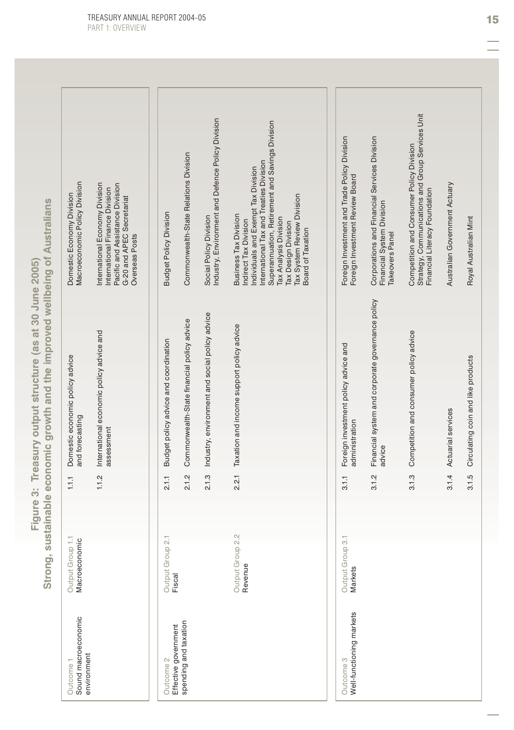## Figure 3: Treasury output structure (as at 30 June 2005)

### Strong, sustainable economic growth and the improved wellbeing of Australians

| Outcome | Output Group | Output | Divisions |
|---|---|---|---|
| Outcome 1 Sound macroeconomic environment | Output Group 1.1 Macroeconomic | 1.1.1 Domestic economic policy advice and forecasting | Domestic Economy Division<br>Macroeconomic Policy Division |
| | | 1.1.2 International economic policy advice and assessment | International Economy Division<br>International Finance Division<br>Pacific and Assistance Division<br>G-20 and APEC Secretariat<br>Overseas Posts |
| Outcome 2 Effective government spending and taxation | Output Group 2.1 Fiscal | 2.1.1 Budget policy advice and coordination | Budget Policy Division |
| | | 2.1.2 Commonwealth-State financial policy advice | Commonwealth-State Relations Division |
| | | 2.1.3 Industry, environment and social policy advice | Social Policy Division<br>Industry, Environment and Defence Policy Division |
| | Output Group 2.2 Revenue | 2.2.1 Taxation and income support policy advice | Business Tax Division<br>Indirect Tax Division<br>Individuals and Exempt Tax Division<br>International Tax and Treaties Division<br>Superannuation, Retirement and Savings Division<br>Tax Analysis Division<br>Tax Design Division<br>Tax System Review Division<br>Board of Taxation |
| Outcome 3 Well-functioning markets | Output Group 3.1 Markets | 3.1.1 Foreign investment policy advice and administration | Foreign Investment and Trade Policy Division<br>Foreign Investment Review Board |
| | | 3.1.2 Financial system and corporate governance policy advice | Corporations and Financial Services Division<br>Financial System Division<br>Takeovers Panel |
| | | 3.1.3 Competition and consumer policy advice | Competition and Consumer Policy Division<br>Strategy, Communications and Group Services Unit<br>Financial Literacy Foundation |
| | | 3.1.4 Actuarial services | Australian Government Actuary |
| | | 3.1.5 Circulating coin and like products | Royal Australian Mint |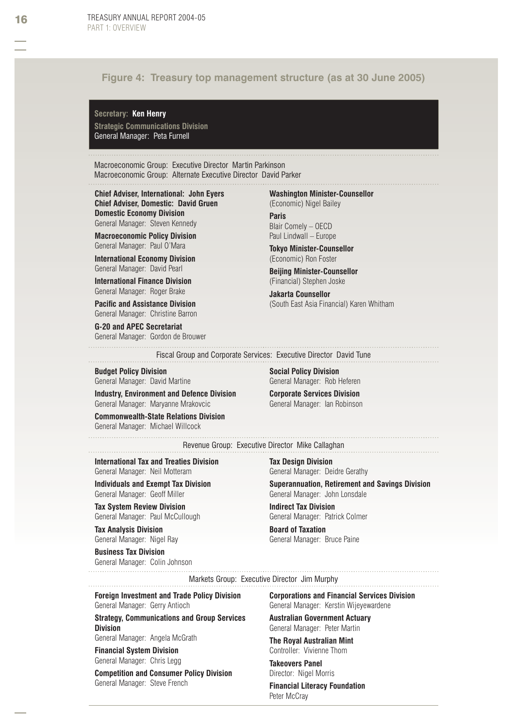## Figure 4: Treasury top management structure (as at 30 June 2005)

**Secretary: Ken Henry**

**Strategic Communications Division**
General Manager: Peta Furnell

---

Macroeconomic Group: Executive Director Martin Parkinson
Macroeconomic Group: Alternate Executive Director David Parker

**Chief Adviser, International: John Eyers**
**Chief Adviser, Domestic: David Gruen**

**Domestic Economy Division**
General Manager: Steven Kennedy

**Macroeconomic Policy Division**
General Manager: Paul O'Mara

**International Economy Division**
General Manager: David Pearl

**International Finance Division**
General Manager: Roger Brake

**Pacific and Assistance Division**
General Manager: Christine Barron

**G-20 and APEC Secretariat**
General Manager: Gordon de Brouwer

**Washington Minister-Counsellor**
(Economic) Nigel Bailey

**Paris**
Blair Comely – OECD
Paul Lindwall – Europe

**Tokyo Minister-Counsellor**
(Economic) Ron Foster

**Beijing Minister-Counsellor**
(Financial) Stephen Joske

**Jakarta Counsellor**
(South East Asia Financial) Karen Whitham

---

Fiscal Group and Corporate Services: Executive Director David Tune

**Budget Policy Division**
General Manager: David Martine

**Industry, Environment and Defence Division**
General Manager: Maryanne Mrakovcic

**Commonwealth-State Relations Division**
General Manager: Michael Willcock

**Social Policy Division**
General Manager: Rob Heferen

**Corporate Services Division**
General Manager: Ian Robinson

---

Revenue Group: Executive Director Mike Callaghan

**International Tax and Treaties Division**
General Manager: Neil Motteram

**Individuals and Exempt Tax Division**
General Manager: Geoff Miller

**Tax System Review Division**
General Manager: Paul McCullough

**Tax Analysis Division**
General Manager: Nigel Ray

**Business Tax Division**
General Manager: Colin Johnson

**Tax Design Division**
General Manager: Deidre Gerathy

**Superannuation, Retirement and Savings Division**
General Manager: John Lonsdale

**Indirect Tax Division**
General Manager: Patrick Colmer

**Board of Taxation**
General Manager: Bruce Paine

---

Markets Group: Executive Director Jim Murphy

**Foreign Investment and Trade Policy Division**
General Manager: Gerry Antioch

**Strategy, Communications and Group Services Division**
General Manager: Angela McGrath

**Financial System Division**
General Manager: Chris Legg

**Competition and Consumer Policy Division**
General Manager: Steve French

**Corporations and Financial Services Division**
General Manager: Kerstin Wijeyewardene

**Australian Government Actuary**
General Manager: Peter Martin

**The Royal Australian Mint**
Controller: Vivienne Thom

**Takeovers Panel**
Director: Nigel Morris

**Financial Literacy Foundation**
Peter McCray